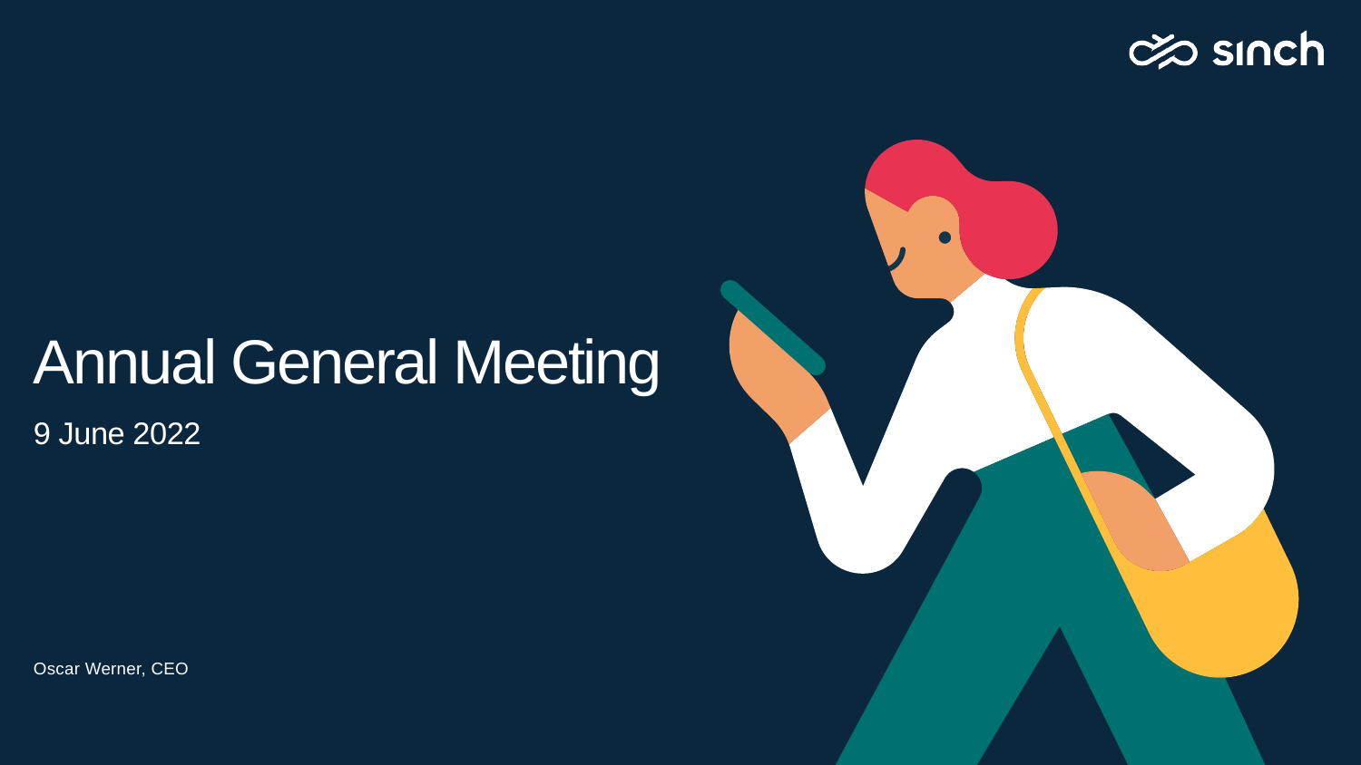sinch

# Annual General Meeting

9 June 2022

Oscar Werner, CEO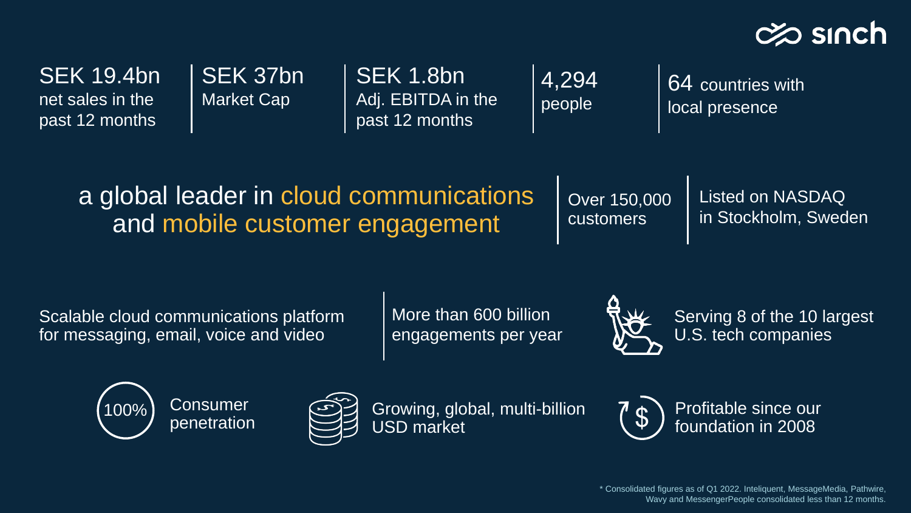sinch

**SEK 19.4bn**
net sales in the past 12 months

**SEK 37bn**
Market Cap

**SEK 1.8bn**
Adj. EBITDA in the past 12 months

**4,294**
people

**64** countries with local presence

## a global leader in cloud communications and mobile customer engagement

Over 150,000 customers

Listed on NASDAQ in Stockholm, Sweden

Scalable cloud communications platform for messaging, email, voice and video

More than 600 billion engagements per year

Serving 8 of the 10 largest U.S. tech companies

100% Consumer penetration

Growing, global, multi-billion USD market

Profitable since our foundation in 2008

\* Consolidated figures as of Q1 2022. Inteliquent, MessageMedia, Pathwire, Wavy and MessengerPeople consolidated less than 12 months.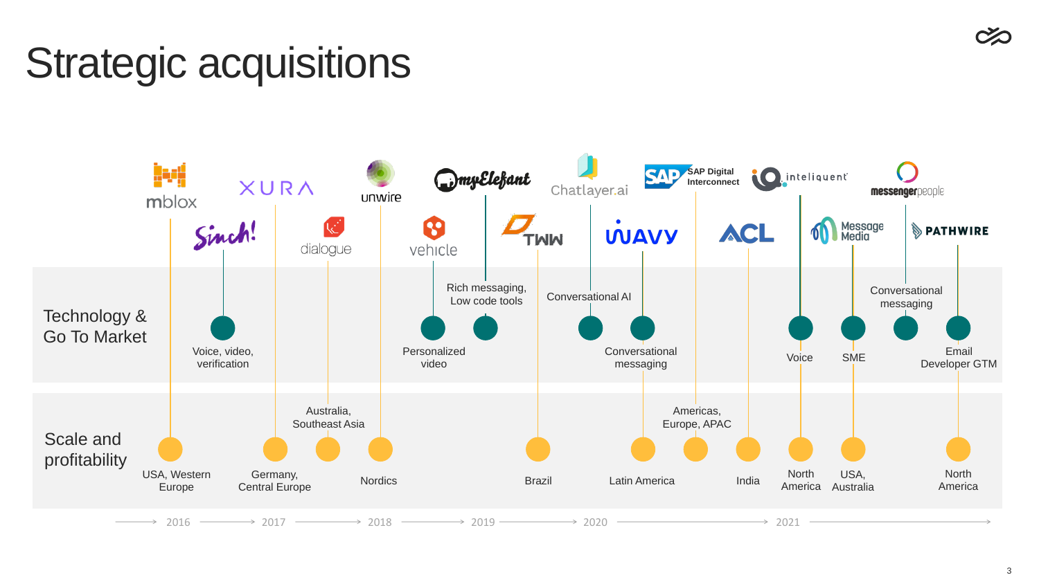# Strategic acquisitions

Technology & Go To Market

Scale and profitability

mblox — USA, Western Europe

Sinch! — Voice, video, verification

XURA — Germany, Central Europe

dialogue — Australia, Southeast Asia

unwire — Nordics

vehicle — Personalized video

myElefant — Rich messaging, Low code tools

TWW — Brazil

Chatlayer.ai — Conversational AI

WAVY — Conversational messaging; Latin America

SAP Digital Interconnect — Americas, Europe, APAC

ACL — India

inteliquent — Voice; North America

MessageMedia — SME; USA, Australia

messengerpeople — Conversational messaging

PATHWIRE — Email Developer GTM; North America

2016 → 2017 → 2018 → 2019 → 2020 → 2021 →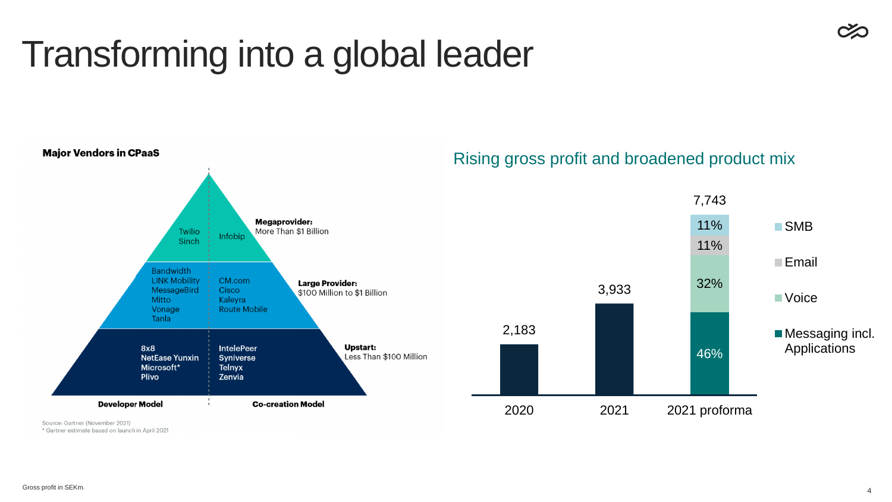# Transforming into a global leader

**Major Vendors in CPaaS**

**Megaprovider:** More Than $1 Billion

Twilio
Sinch
Infobip

**Large Provider:** $100 Million to $1 Billion

Bandwidth
LINK Mobility
MessageBird
Mitto
Vonage
Tanla

CM.com
Cisco
Kaleyra
Route Mobile

**Upstart:** Less Than $100 Million

8x8
NetEase Yunxin
Microsoft*
Plivo

IntelePeer
Syniverse
Telnyx
Zenvia

**Developer Model** | **Co-creation Model**

Source: Gartner (November 2021)
* Gartner estimate based on launch in April 2021

## Rising gross profit and broadened product mix

2020: 2,183
2021: 3,933
2021 proforma: 7,743

SMB 11%
Email 11%
Voice 32%
Messaging incl. Applications 46%

Gross profit in SEKm.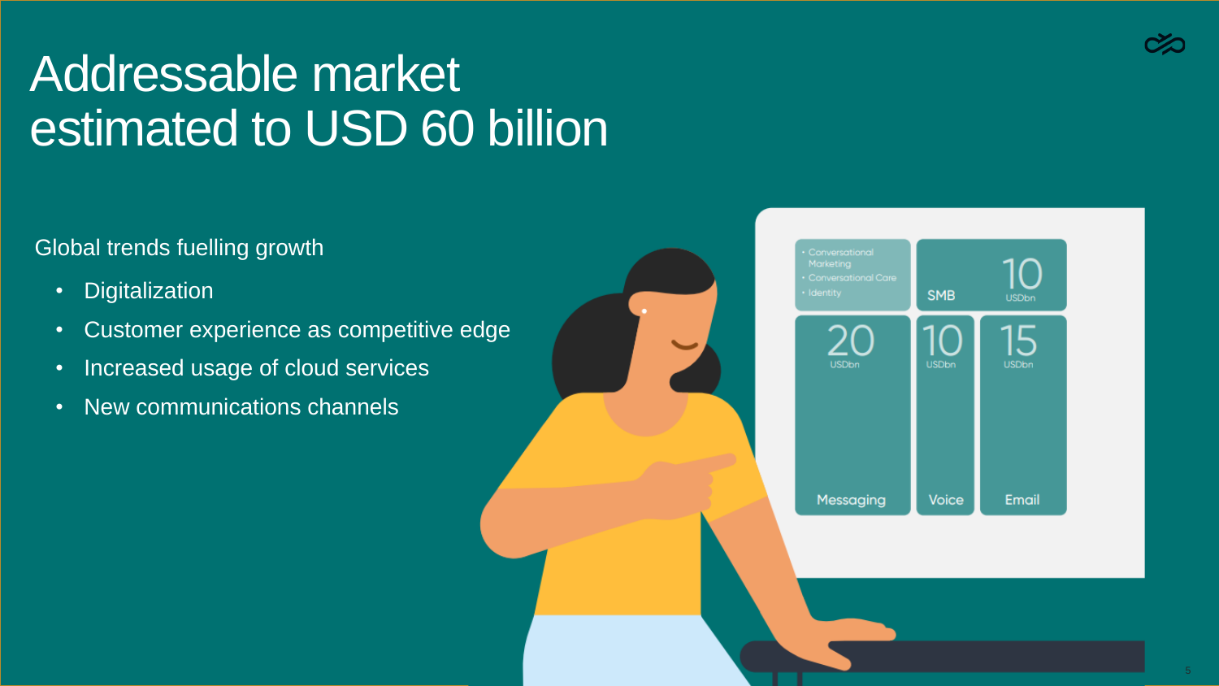# Addressable market estimated to USD 60 billion

Global trends fuelling growth

- Digitalization
- Customer experience as competitive edge
- Increased usage of cloud services
- New communications channels

- Conversational Marketing
- Conversational Care
- Identity

SMB 10 USDbn

20 USDbn Messaging

10 USDbn Voice

15 USDbn Email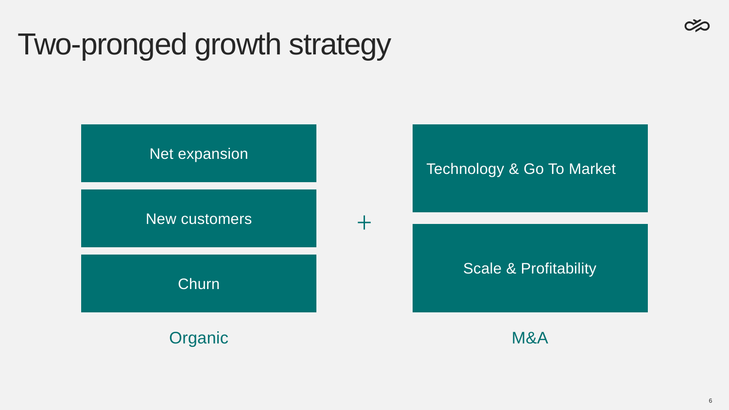# Two-pronged growth strategy

**Organic**

- Net expansion
- New customers
- Churn

+

**M&A**

- Technology & Go To Market
- Scale & Profitability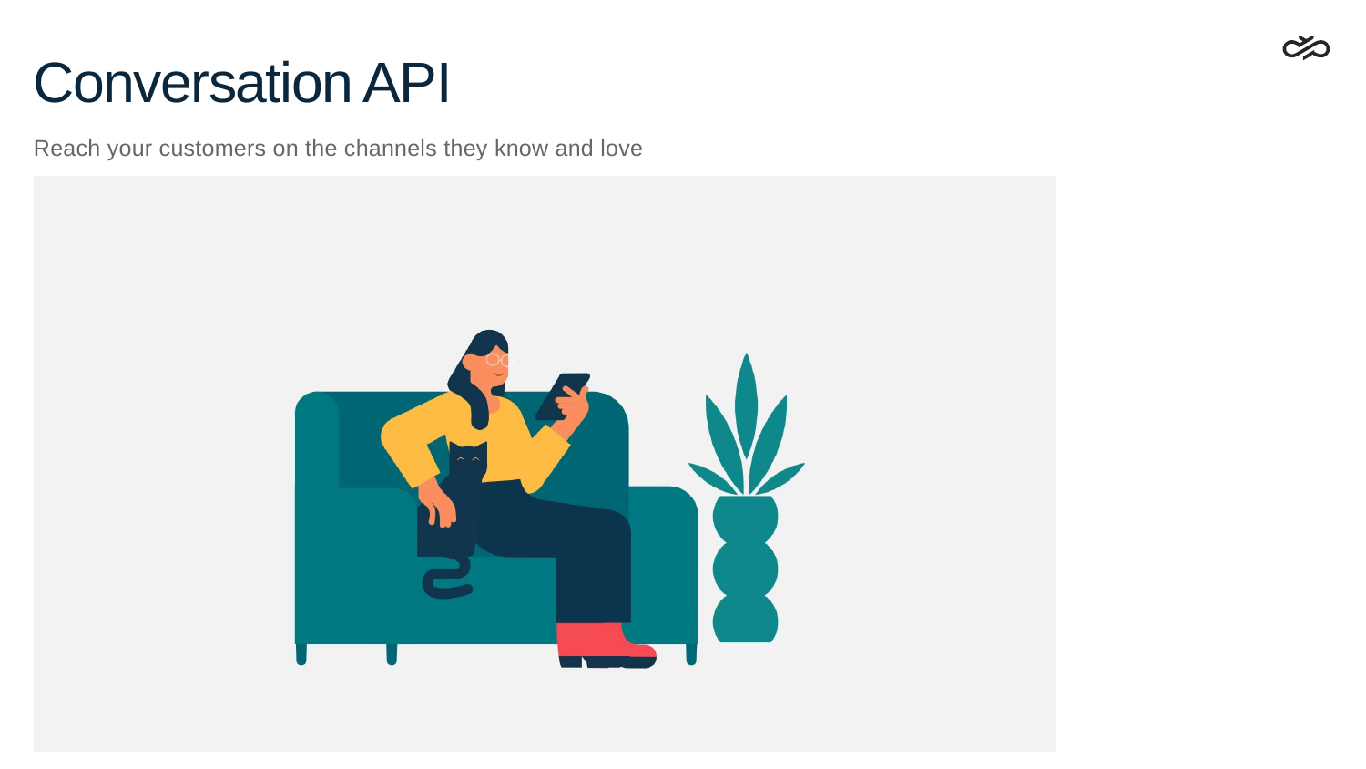# Conversation API

Reach your customers on the channels they know and love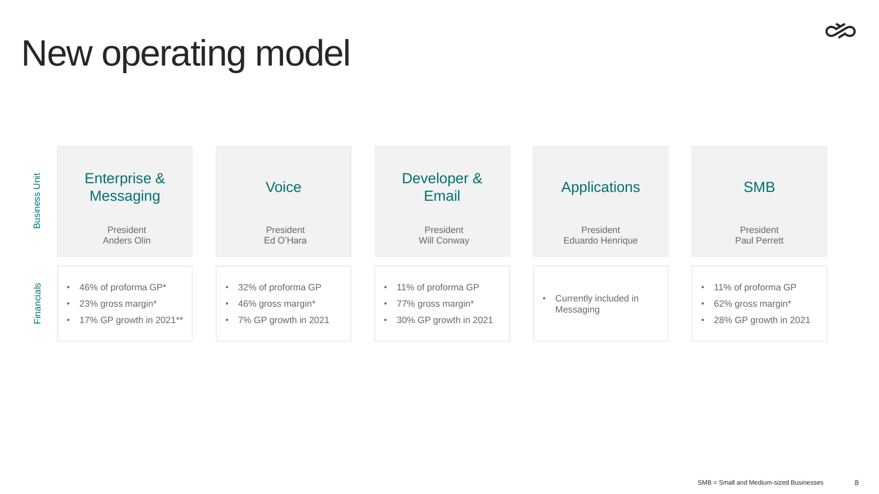# New operating model

| | Enterprise & Messaging | Voice | Developer & Email | Applications | SMB |
|---|---|---|---|---|---|
| Business Unit | President<br>Anders Olin | President<br>Ed O'Hara | President<br>Will Conway | President<br>Eduardo Henrique | President<br>Paul Perrett |
| Financials | • 46% of proforma GP*<br>• 23% gross margin*<br>• 17% GP growth in 2021** | • 32% of proforma GP<br>• 46% gross margin*<br>• 7% GP growth in 2021 | • 11% of proforma GP<br>• 77% gross margin*<br>• 30% GP growth in 2021 | • Currently included in Messaging | • 11% of proforma GP<br>• 62% gross margin*<br>• 28% GP growth in 2021 |

SMB = Small and Medium-sized Businesses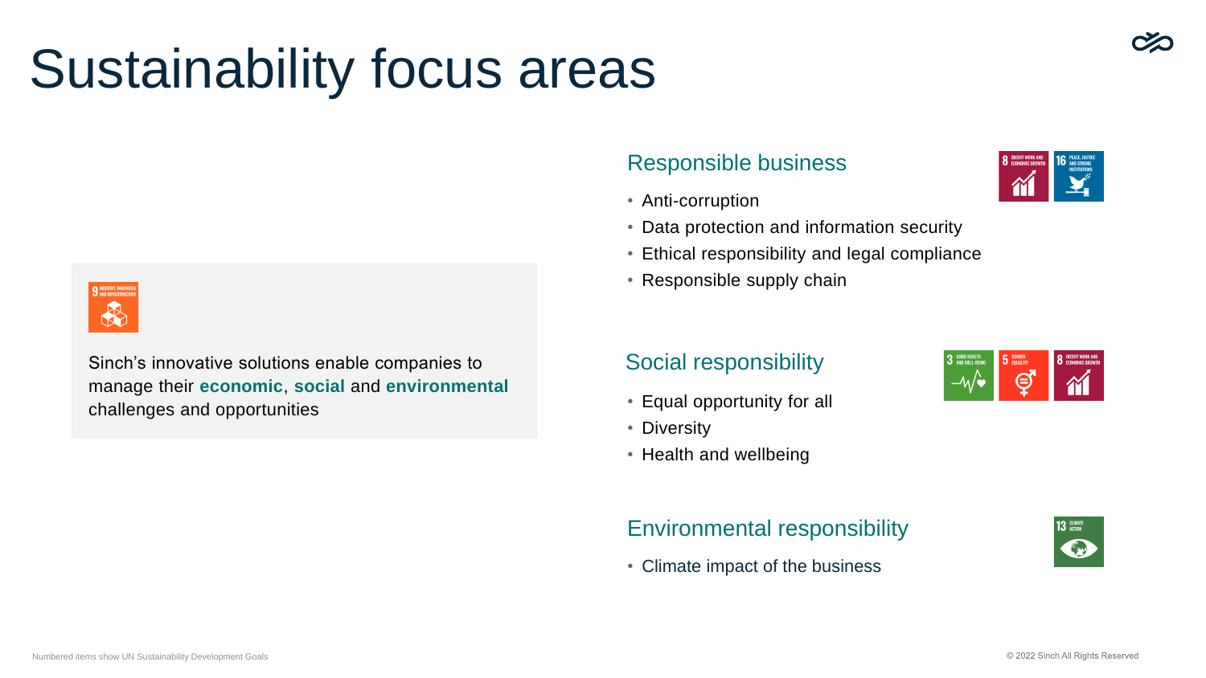# Sustainability focus areas

Sinch's innovative solutions enable companies to manage their **economic**, **social** and **environmental** challenges and opportunities

## Responsible business

- Anti-corruption
- Data protection and information security
- Ethical responsibility and legal compliance
- Responsible supply chain

## Social responsibility

- Equal opportunity for all
- Diversity
- Health and wellbeing

## Environmental responsibility

- Climate impact of the business

Numbered items show UN Sustainability Development Goals

© 2022 Sinch All Rights Reserved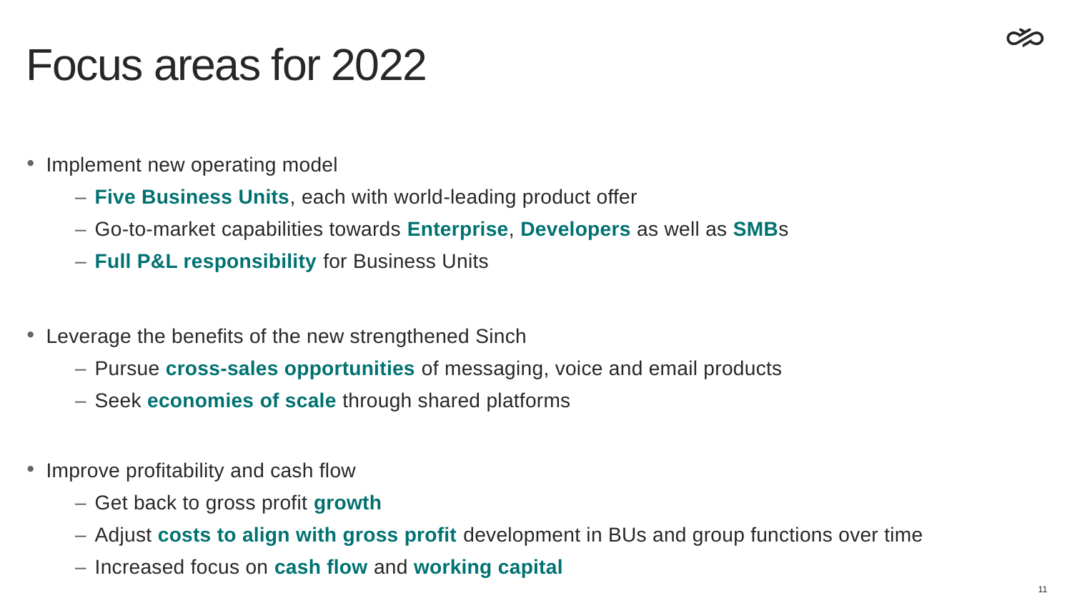# Focus areas for 2022

- Implement new operating model
  - **Five Business Units**, each with world-leading product offer
  - Go-to-market capabilities towards **Enterprise**, **Developers** as well as **SMB**s
  - **Full P&L responsibility** for Business Units

- Leverage the benefits of the new strengthened Sinch
  - Pursue **cross-sales opportunities** of messaging, voice and email products
  - Seek **economies of scale** through shared platforms

- Improve profitability and cash flow
  - Get back to gross profit **growth**
  - Adjust **costs to align with gross profit** development in BUs and group functions over time
  - Increased focus on **cash flow** and **working capital**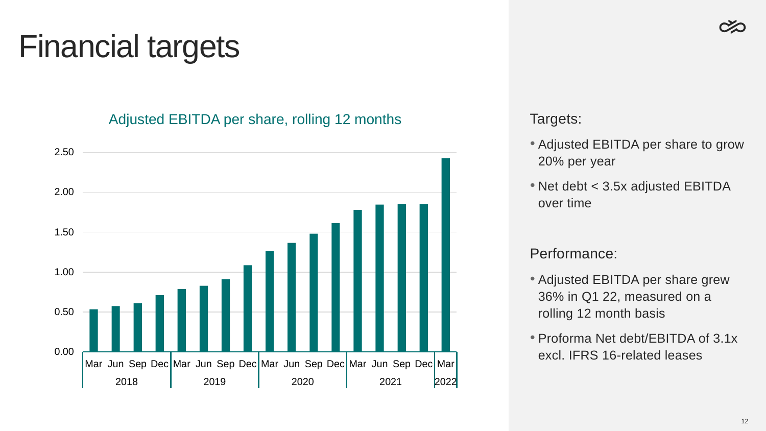# Financial targets

Adjusted EBITDA per share, rolling 12 months

2.50
2.00
1.50
1.00
0.50
0.00

Mar Jun Sep Dec Mar Jun Sep Dec Mar Jun Sep Dec Mar Jun Sep Dec Mar

2018 2019 2020 2021 2022

Targets:

- Adjusted EBITDA per share to grow 20% per year
- Net debt < 3.5x adjusted EBITDA over time

Performance:

- Adjusted EBITDA per share grew 36% in Q1 22, measured on a rolling 12 month basis
- Proforma Net debt/EBITDA of 3.1x excl. IFRS 16-related leases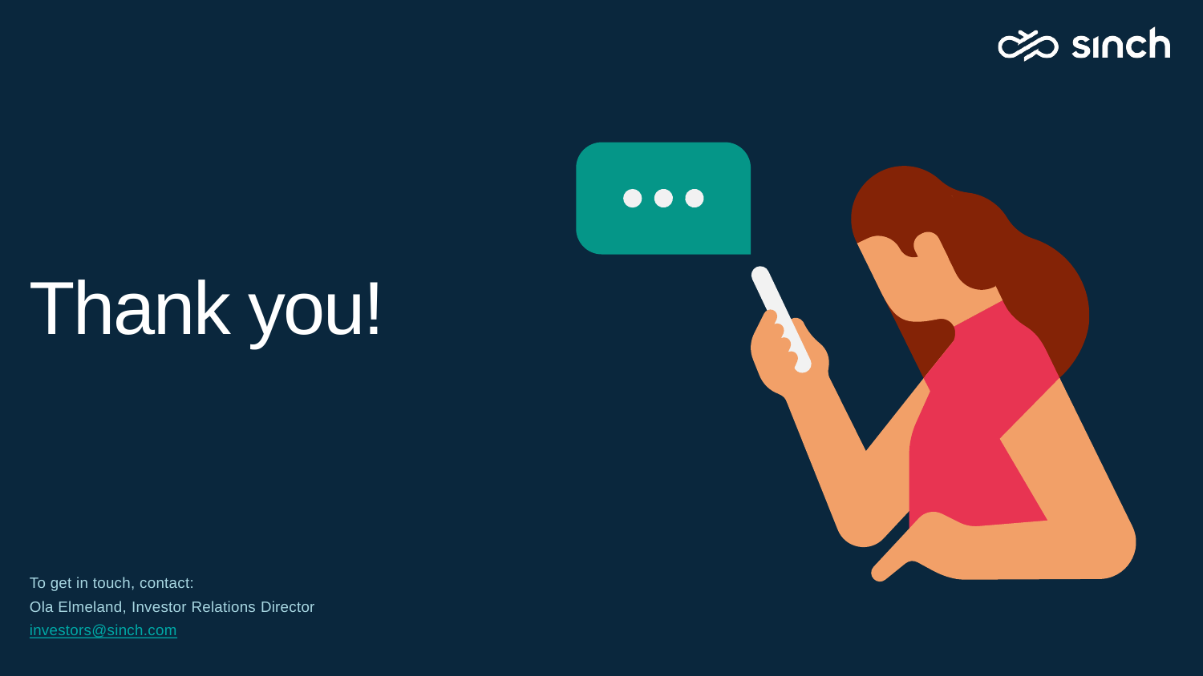# Thank you!

To get in touch, contact:
Ola Elmeland, Investor Relations Director
investors@sinch.com